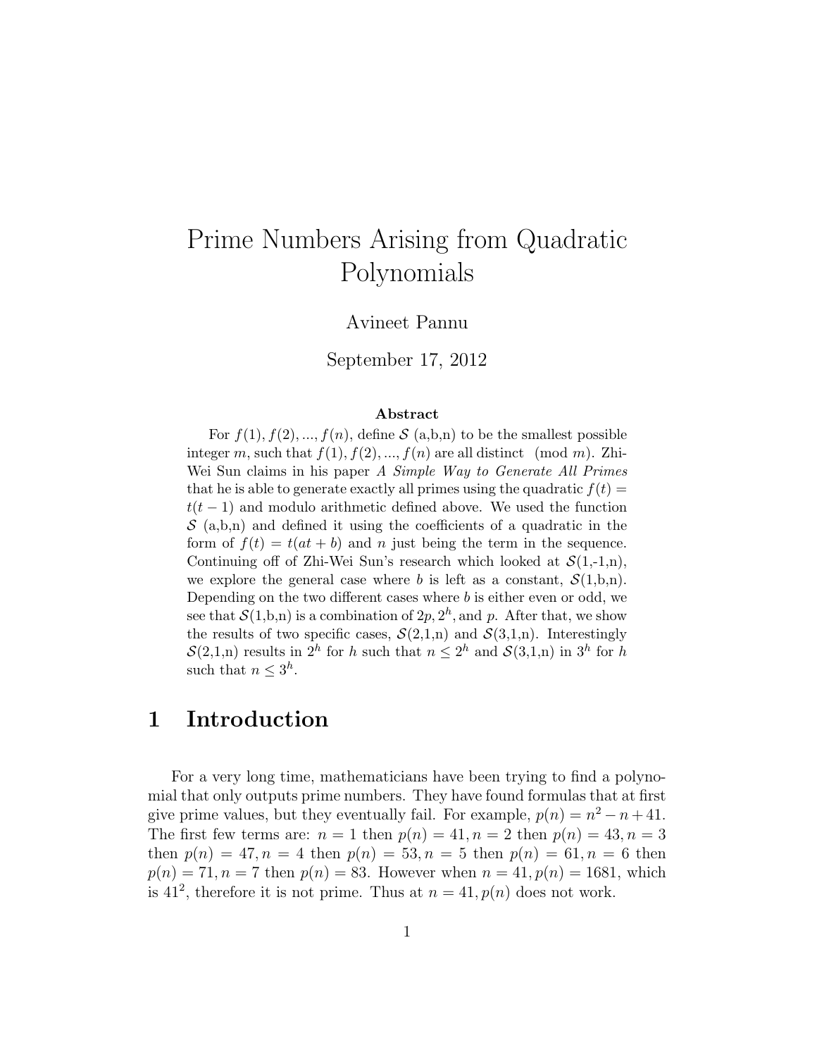# Prime Numbers Arising from Quadratic Polynomials

Avineet Pannu

September 17, 2012

**Abstract**

For $f(1), f(2), ..., f(n)$, define $\mathcal{S}$ (a,b,n) to be the smallest possible integer $m$, such that $f(1), f(2), ..., f(n)$ are all distinct $\pmod{m}$. Zhi-Wei Sun claims in his paper *A Simple Way to Generate All Primes* that he is able to generate exactly all primes using the quadratic $f(t) = t(t-1)$ and modulo arithmetic defined above. We used the function $\mathcal{S}$ (a,b,n) and defined it using the coefficients of a quadratic in the form of $f(t) = t(at+b)$ and $n$ just being the term in the sequence. Continuing off of Zhi-Wei Sun's research which looked at $\mathcal{S}$(1,-1,n), we explore the general case where $b$ is left as a constant, $\mathcal{S}$(1,b,n). Depending on the two different cases where $b$ is either even or odd, we see that $\mathcal{S}$(1,b,n) is a combination of $2p, 2^h$, and $p$. After that, we show the results of two specific cases, $\mathcal{S}$(2,1,n) and $\mathcal{S}$(3,1,n). Interestingly $\mathcal{S}$(2,1,n) results in $2^h$ for $h$ such that $n \leq 2^h$ and $\mathcal{S}$(3,1,n) in $3^h$ for $h$ such that $n \leq 3^h$.

## 1 Introduction

For a very long time, mathematicians have been trying to find a polynomial that only outputs prime numbers. They have found formulas that at first give prime values, but they eventually fail. For example, $p(n) = n^2 - n + 41$. The first few terms are: $n = 1$ then $p(n) = 41, n = 2$ then $p(n) = 43, n = 3$ then $p(n) = 47, n = 4$ then $p(n) = 53, n = 5$ then $p(n) = 61, n = 6$ then $p(n) = 71, n = 7$ then $p(n) = 83$. However when $n = 41, p(n) = 1681$, which is $41^2$, therefore it is not prime. Thus at $n = 41, p(n)$ does not work.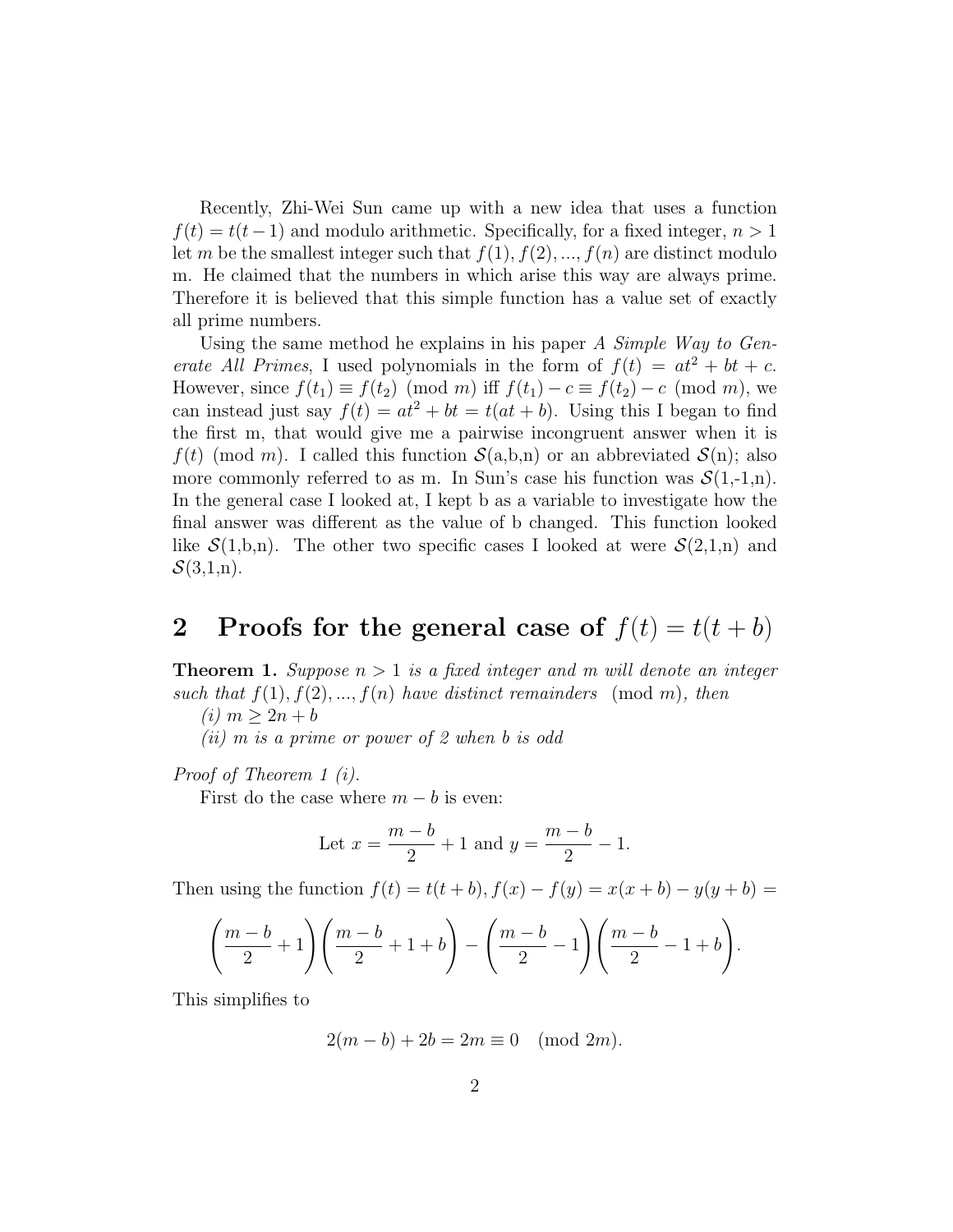Recently, Zhi-Wei Sun came up with a new idea that uses a function $f(t) = t(t-1)$ and modulo arithmetic. Specifically, for a fixed integer, $n > 1$ let $m$ be the smallest integer such that $f(1), f(2), ..., f(n)$ are distinct modulo m. He claimed that the numbers in which arise this way are always prime. Therefore it is believed that this simple function has a value set of exactly all prime numbers.

Using the same method he explains in his paper *A Simple Way to Generate All Primes*, I used polynomials in the form of $f(t) = at^2 + bt + c$. However, since $f(t_1) \equiv f(t_2) \pmod{m}$ iff $f(t_1) - c \equiv f(t_2) - c \pmod{m}$, we can instead just say $f(t) = at^2 + bt = t(at + b)$. Using this I began to find the first m, that would give me a pairwise incongruent answer when it is $f(t) \pmod{m}$. I called this function $\mathcal{S}$(a,b,n) or an abbreviated $\mathcal{S}$(n); also more commonly referred to as m. In Sun's case his function was $\mathcal{S}$(1,-1,n). In the general case I looked at, I kept b as a variable to investigate how the final answer was different as the value of b changed. This function looked like $\mathcal{S}$(1,b,n). The other two specific cases I looked at were $\mathcal{S}$(2,1,n) and $\mathcal{S}$(3,1,n).

## 2 Proofs for the general case of $f(t) = t(t + b)$

**Theorem 1.** *Suppose $n > 1$ is a fixed integer and $m$ will denote an integer such that $f(1), f(2), ..., f(n)$ have distinct remainders $\pmod{m}$, then*
*(i) $m \geq 2n + b$*
*(ii) $m$ is a prime or power of 2 when b is odd*

*Proof of Theorem 1 (i).*
First do the case where $m - b$ is even:

$$\text{Let } x = \frac{m-b}{2} + 1 \text{ and } y = \frac{m-b}{2} - 1.$$

Then using the function $f(t) = t(t + b)$, $f(x) - f(y) = x(x + b) - y(y + b) =$

$$\left(\frac{m-b}{2} + 1\right)\left(\frac{m-b}{2} + 1 + b\right) - \left(\frac{m-b}{2} - 1\right)\left(\frac{m-b}{2} - 1 + b\right).$$

This simplifies to

$$2(m - b) + 2b = 2m \equiv 0 \pmod{2m}.$$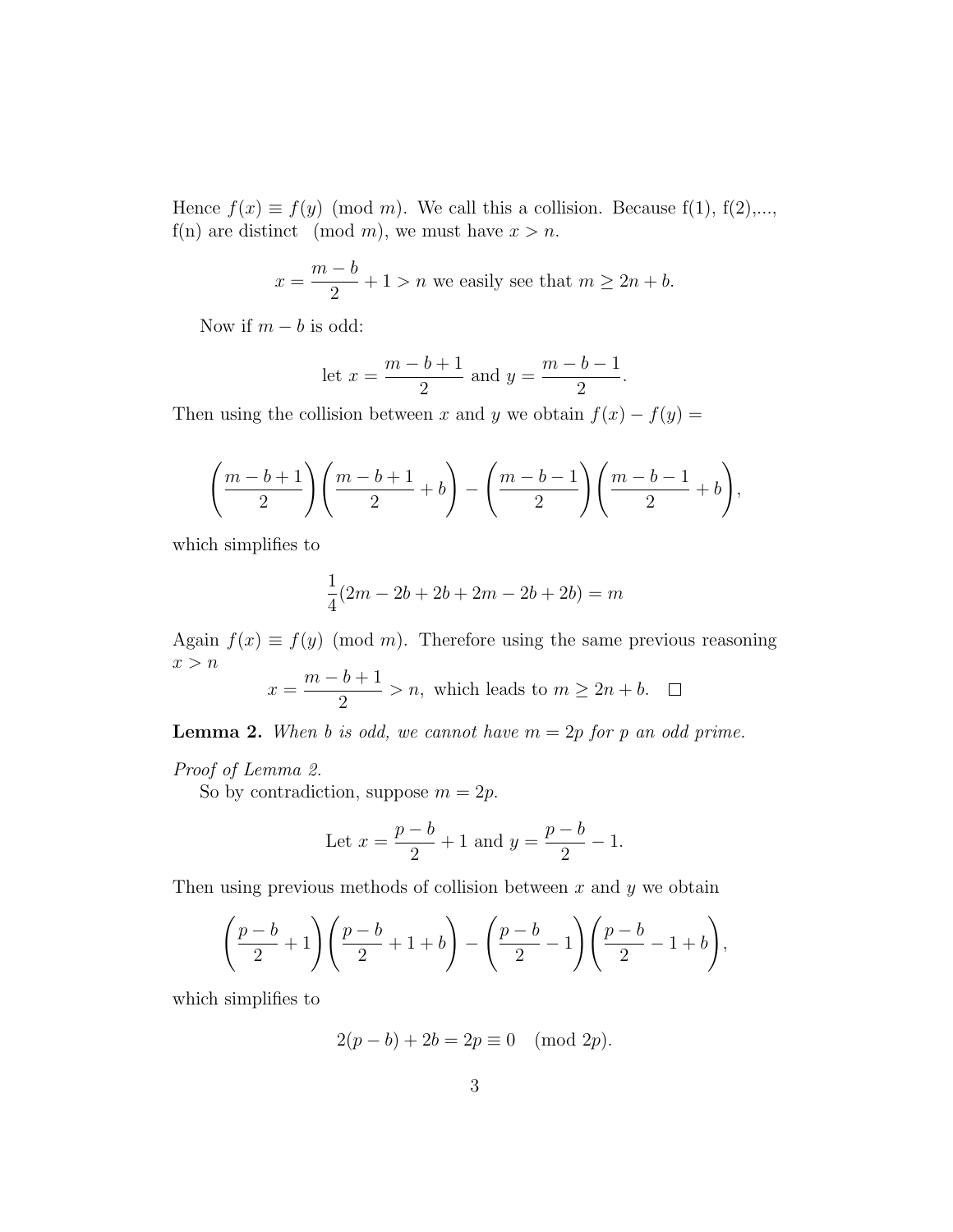Hence $f(x) \equiv f(y) \pmod{m}$. We call this a collision. Because f(1), f(2),..., f(n) are distinct $\pmod{m}$, we must have $x > n$.

$$x = \frac{m-b}{2} + 1 > n \text{ we easily see that } m \geq 2n + b.$$

Now if $m - b$ is odd:

$$\text{let } x = \frac{m-b+1}{2} \text{ and } y = \frac{m-b-1}{2}.$$

Then using the collision between $x$ and $y$ we obtain $f(x) - f(y) =$

$$\left(\frac{m-b+1}{2}\right)\left(\frac{m-b+1}{2} + b\right) - \left(\frac{m-b-1}{2}\right)\left(\frac{m-b-1}{2} + b\right),$$

which simplifies to

$$\frac{1}{4}(2m - 2b + 2b + 2m - 2b + 2b) = m$$

Again $f(x) \equiv f(y) \pmod{m}$. Therefore using the same previous reasoning $x > n$

$$x = \frac{m-b+1}{2} > n, \text{ which leads to } m \geq 2n + b. \quad \square$$

**Lemma 2.** *When b is odd, we cannot have $m = 2p$ for $p$ an odd prime.*

*Proof of Lemma 2.*

So by contradiction, suppose $m = 2p$.

$$\text{Let } x = \frac{p-b}{2} + 1 \text{ and } y = \frac{p-b}{2} - 1.$$

Then using previous methods of collision between $x$ and $y$ we obtain

$$\left(\frac{p-b}{2} + 1\right)\left(\frac{p-b}{2} + 1 + b\right) - \left(\frac{p-b}{2} - 1\right)\left(\frac{p-b}{2} - 1 + b\right),$$

which simplifies to

$$2(p-b) + 2b = 2p \equiv 0 \pmod{2p}.$$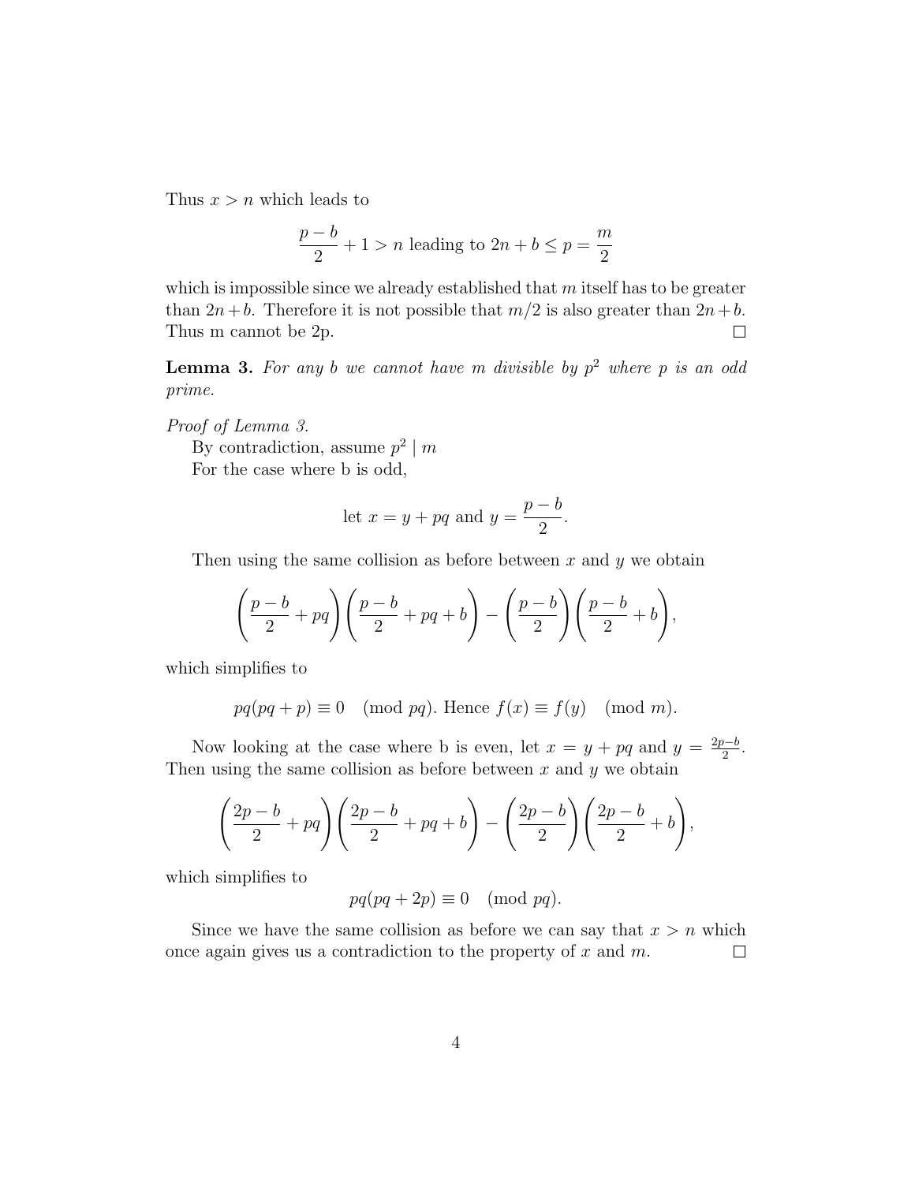Thus $x > n$ which leads to

$$\frac{p-b}{2} + 1 > n \text{ leading to } 2n + b \leq p = \frac{m}{2}$$

which is impossible since we already established that $m$ itself has to be greater than $2n+b$. Therefore it is not possible that $m/2$ is also greater than $2n+b$. Thus m cannot be 2p. ☐

**Lemma 3.** *For any b we cannot have m divisible by $p^2$ where p is an odd prime.*

*Proof of Lemma 3.*

By contradiction, assume $p^2 \mid m$

For the case where b is odd,

$$\text{let } x = y + pq \text{ and } y = \frac{p-b}{2}.$$

Then using the same collision as before between $x$ and $y$ we obtain

$$\left(\frac{p-b}{2} + pq\right)\left(\frac{p-b}{2} + pq + b\right) - \left(\frac{p-b}{2}\right)\left(\frac{p-b}{2} + b\right),$$

which simplifies to

$$pq(pq + p) \equiv 0 \pmod{pq}. \text{ Hence } f(x) \equiv f(y) \pmod{m}.$$

Now looking at the case where b is even, let $x = y + pq$ and $y = \frac{2p-b}{2}$. Then using the same collision as before between $x$ and $y$ we obtain

$$\left(\frac{2p-b}{2} + pq\right)\left(\frac{2p-b}{2} + pq + b\right) - \left(\frac{2p-b}{2}\right)\left(\frac{2p-b}{2} + b\right),$$

which simplifies to

$$pq(pq + 2p) \equiv 0 \pmod{pq}.$$

Since we have the same collision as before we can say that $x > n$ which once again gives us a contradiction to the property of $x$ and $m$. ☐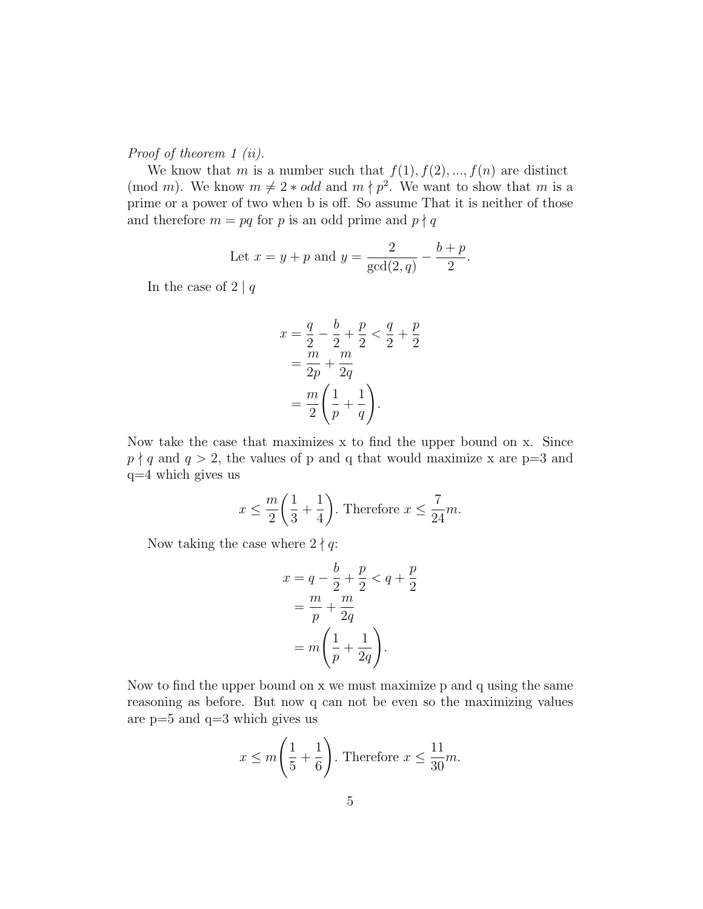*Proof of theorem 1 (ii).*

We know that $m$ is a number such that $f(1), f(2), ..., f(n)$ are distinct (mod $m$). We know $m \neq 2 * odd$ and $m \nmid p^2$. We want to show that $m$ is a prime or a power of two when b is off. So assume That it is neither of those and therefore $m = pq$ for $p$ is an odd prime and $p \nmid q$

$$\text{Let } x = y + p \text{ and } y = \frac{2}{\gcd(2, q)} - \frac{b+p}{2}.$$

In the case of $2 \mid q$

$$\begin{aligned} x &= \frac{q}{2} - \frac{b}{2} + \frac{p}{2} < \frac{q}{2} + \frac{p}{2} \\ &= \frac{m}{2p} + \frac{m}{2q} \\ &= \frac{m}{2}\left(\frac{1}{p} + \frac{1}{q}\right). \end{aligned}$$

Now take the case that maximizes x to find the upper bound on x. Since $p \nmid q$ and $q > 2$, the values of p and q that would maximize x are p=3 and q=4 which gives us

$$x \leq \frac{m}{2}\left(\frac{1}{3} + \frac{1}{4}\right). \text{ Therefore } x \leq \frac{7}{24}m.$$

Now taking the case where $2 \nmid q$:

$$\begin{aligned} x &= q - \frac{b}{2} + \frac{p}{2} < q + \frac{p}{2} \\ &= \frac{m}{p} + \frac{m}{2q} \\ &= m\left(\frac{1}{p} + \frac{1}{2q}\right). \end{aligned}$$

Now to find the upper bound on x we must maximize p and q using the same reasoning as before. But now q can not be even so the maximizing values are p=5 and q=3 which gives us

$$x \leq m\left(\frac{1}{5} + \frac{1}{6}\right). \text{ Therefore } x \leq \frac{11}{30}m.$$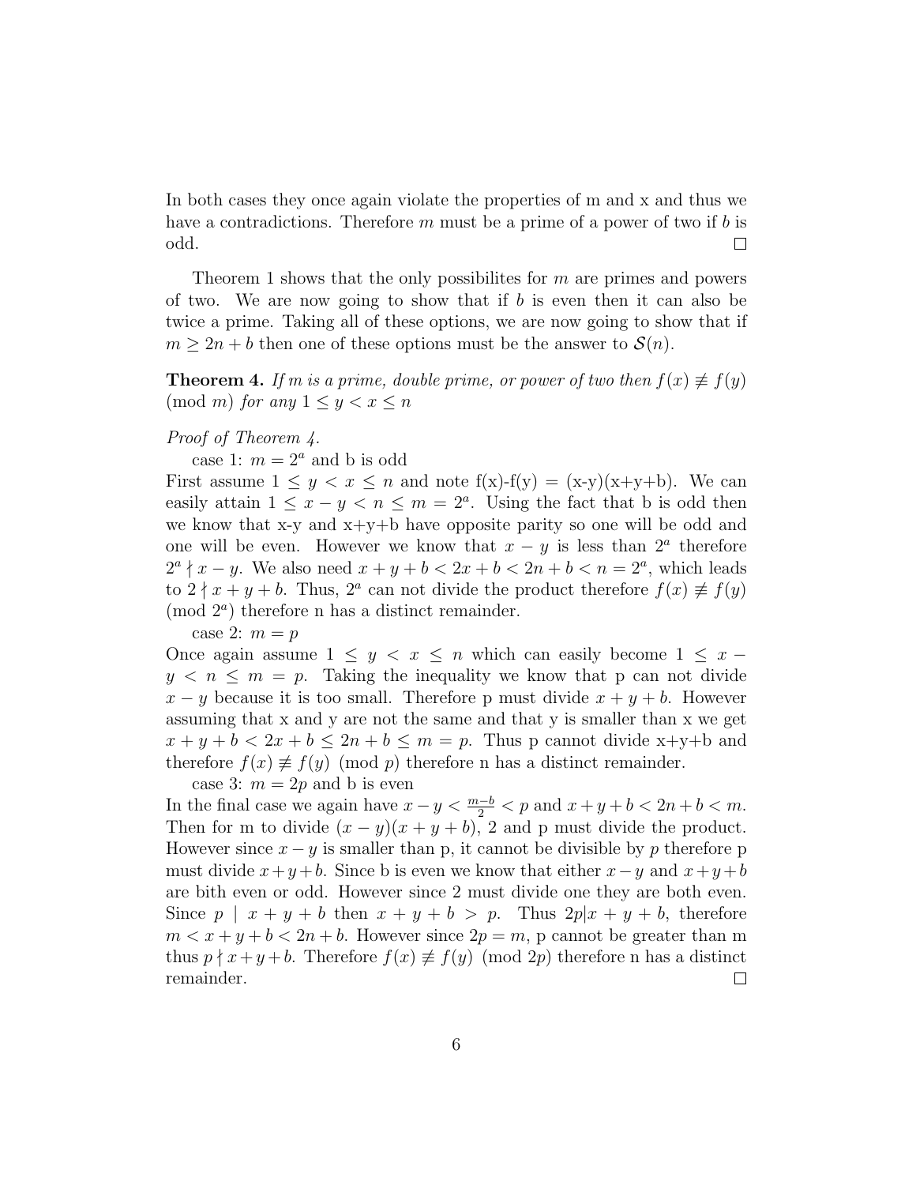In both cases they once again violate the properties of m and x and thus we have a contradictions. Therefore $m$ must be a prime of a power of two if $b$ is odd. ◻

Theorem 1 shows that the only possibilites for $m$ are primes and powers of two. We are now going to show that if $b$ is even then it can also be twice a prime. Taking all of these options, we are now going to show that if $m \geq 2n + b$ then one of these options must be the answer to $\mathcal{S}(n)$.

**Theorem 4.** *If m is a prime, double prime, or power of two then $f(x) \not\equiv f(y) \pmod{m}$ for any $1 \leq y < x \leq n$*

*Proof of Theorem 4.*

case 1: $m = 2^a$ and b is odd

First assume $1 \leq y < x \leq n$ and note f(x)-f(y) = (x-y)(x+y+b). We can easily attain $1 \leq x - y < n \leq m = 2^a$. Using the fact that b is odd then we know that x-y and x+y+b have opposite parity so one will be odd and one will be even. However we know that $x - y$ is less than $2^a$ therefore $2^a \nmid x - y$. We also need $x + y + b < 2x + b < 2n + b < n = 2^a$, which leads to $2 \nmid x + y + b$. Thus, $2^a$ can not divide the product therefore $f(x) \not\equiv f(y) \pmod{2^a}$ therefore n has a distinct remainder.

case 2: $m = p$

Once again assume $1 \leq y < x \leq n$ which can easily become $1 \leq x - y < n \leq m = p$. Taking the inequality we know that p can not divide $x - y$ because it is too small. Therefore p must divide $x + y + b$. However assuming that x and y are not the same and that y is smaller than x we get $x + y + b < 2x + b \leq 2n + b \leq m = p$. Thus p cannot divide x+y+b and therefore $f(x) \not\equiv f(y) \pmod{p}$ therefore n has a distinct remainder.

case 3: $m = 2p$ and b is even

In the final case we again have $x - y < \frac{m-b}{2} < p$ and $x + y + b < 2n + b < m$. Then for m to divide $(x - y)(x + y + b)$, 2 and p must divide the product. However since $x - y$ is smaller than p, it cannot be divisible by $p$ therefore p must divide $x + y + b$. Since b is even we know that either $x - y$ and $x + y + b$ are bith even or odd. However since 2 must divide one they are both even. Since $p \mid x + y + b$ then $x + y + b > p$. Thus $2p | x + y + b$, therefore $m < x + y + b < 2n + b$. However since $2p = m$, p cannot be greater than m thus $p \nmid x + y + b$. Therefore $f(x) \not\equiv f(y) \pmod{2p}$ therefore n has a distinct remainder. ◻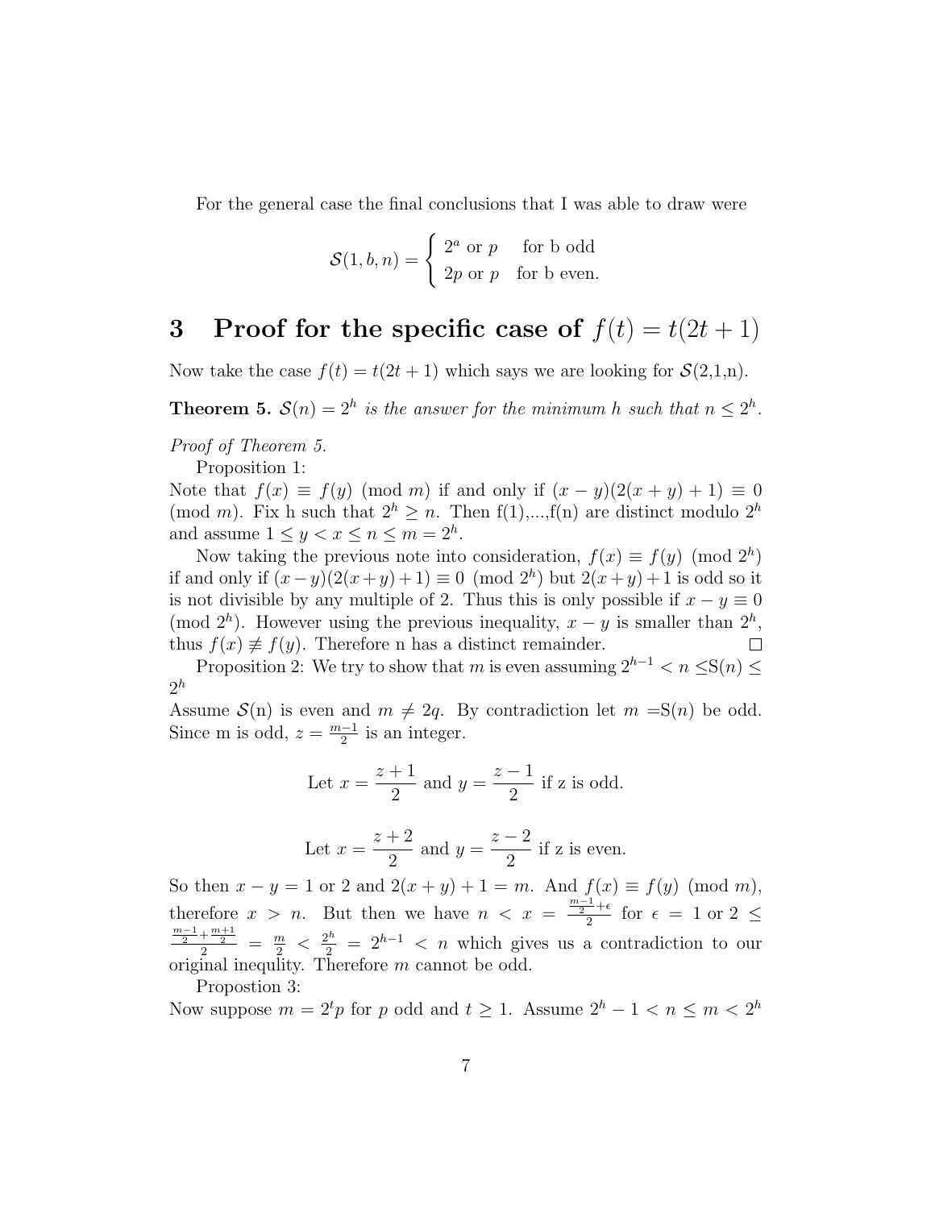For the general case the final conclusions that I was able to draw were

$$\mathcal{S}(1,b,n) = \begin{cases} 2^a \text{ or } p & \text{for b odd} \\ 2p \text{ or } p & \text{for b even.} \end{cases}$$

# 3 Proof for the specific case of $f(t) = t(2t+1)$

Now take the case $f(t) = t(2t+1)$ which says we are looking for $\mathcal{S}$(2,1,n).

**Theorem 5.** *$\mathcal{S}(n) = 2^h$ is the answer for the minimum h such that $n \leq 2^h$.*

*Proof of Theorem 5.*

Proposition 1:
Note that $f(x) \equiv f(y) \pmod m$ if and only if $(x-y)(2(x+y)+1) \equiv 0 \pmod m$. Fix h such that $2^h \geq n$. Then f(1),...,f(n) are distinct modulo $2^h$ and assume $1 \leq y < x \leq n \leq m = 2^h$.

Now taking the previous note into consideration, $f(x) \equiv f(y) \pmod{2^h}$ if and only if $(x-y)(2(x+y)+1) \equiv 0 \pmod{2^h}$ but $2(x+y)+1$ is odd so it is not divisible by any multiple of 2. Thus this is only possible if $x - y \equiv 0 \pmod{2^h}$. However using the previous inequality, $x-y$ is smaller than $2^h$, thus $f(x) \not\equiv f(y)$. Therefore n has a distinct remainder. ∎

Proposition 2: We try to show that $m$ is even assuming $2^{h-1} < n \leq$S$(n) \leq 2^h$

Assume $\mathcal{S}$(n) is even and $m \neq 2q$. By contradiction let $m =$S$(n)$ be odd. Since m is odd, $z = \frac{m-1}{2}$ is an integer.

$$\text{Let } x = \frac{z+1}{2} \text{ and } y = \frac{z-1}{2} \text{ if z is odd.}$$

$$\text{Let } x = \frac{z+2}{2} \text{ and } y = \frac{z-2}{2} \text{ if z is even.}$$

So then $x - y = 1$ or 2 and $2(x+y)+1 = m$. And $f(x) \equiv f(y) \pmod m$, therefore $x > n$. But then we have $n < x = \frac{\frac{m-1}{2}+\epsilon}{2}$ for $\epsilon = 1$ or $2 \leq \frac{\frac{m-1}{2}+\frac{m+1}{2}}{2} = \frac{m}{2} < \frac{2^h}{2} = 2^{h-1} < n$ which gives us a contradiction to our original inequlity. Therefore $m$ cannot be odd.

Propostion 3:
Now suppose $m = 2^t p$ for $p$ odd and $t \geq 1$. Assume $2^h - 1 < n \leq m < 2^h$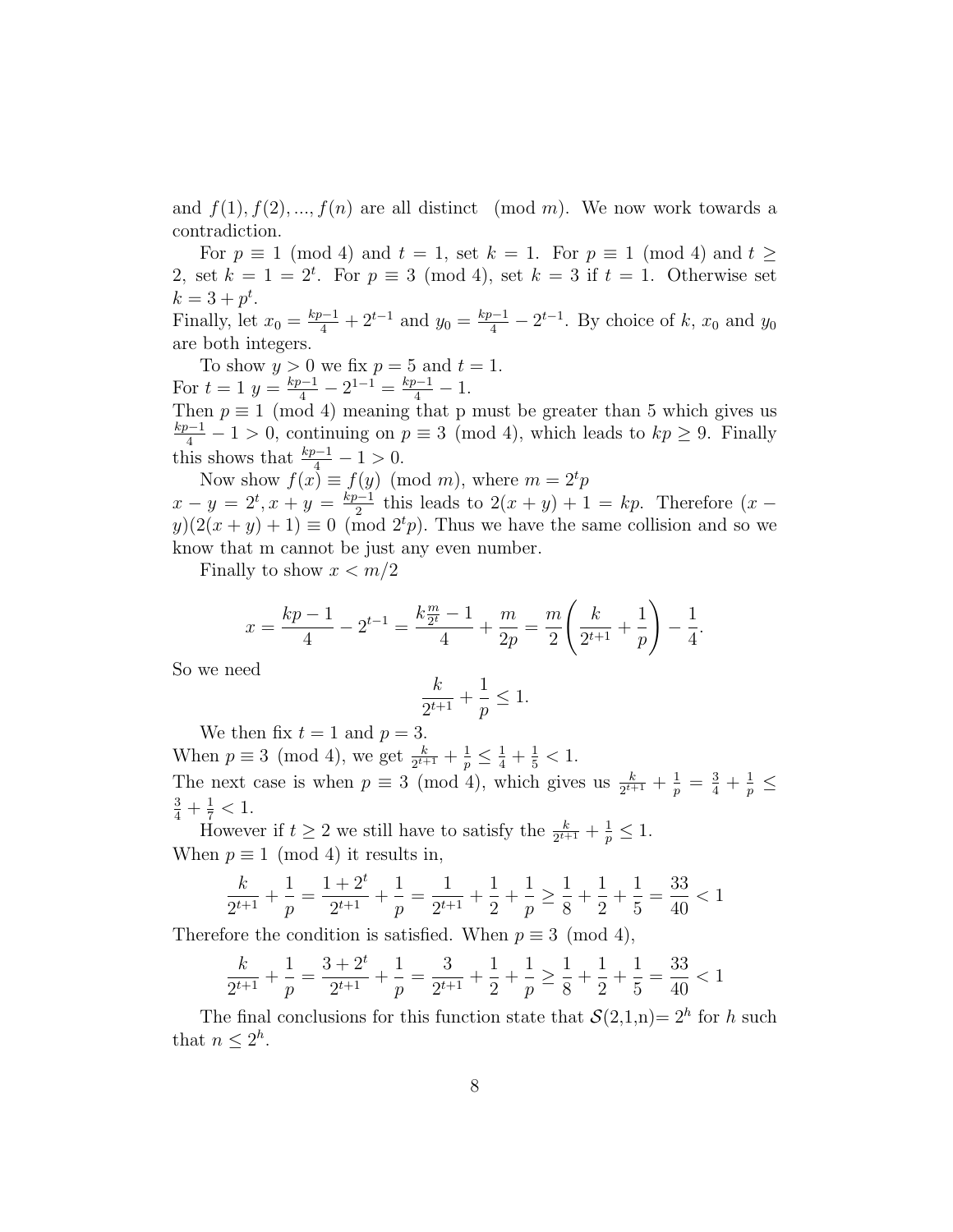and $f(1), f(2), ..., f(n)$ are all distinct $\pmod{m}$. We now work towards a contradiction.

For $p \equiv 1 \pmod 4$ and $t = 1$, set $k = 1$. For $p \equiv 1 \pmod 4$ and $t \geq 2$, set $k = 1 = 2^t$. For $p \equiv 3 \pmod 4$, set $k = 3$ if $t = 1$. Otherwise set $k = 3 + p^t$.
Finally, let $x_0 = \frac{kp-1}{4} + 2^{t-1}$ and $y_0 = \frac{kp-1}{4} - 2^{t-1}$. By choice of $k$, $x_0$ and $y_0$ are both integers.

To show $y > 0$ we fix $p = 5$ and $t = 1$.
For $t = 1$ $y = \frac{kp-1}{4} - 2^{1-1} = \frac{kp-1}{4} - 1$.
Then $p \equiv 1 \pmod 4$ meaning that p must be greater than 5 which gives us $\frac{kp-1}{4} - 1 > 0$, continuing on $p \equiv 3 \pmod 4$, which leads to $kp \geq 9$. Finally this shows that $\frac{kp-1}{4} - 1 > 0$.

Now show $f(x) \equiv f(y) \pmod{m}$, where $m = 2^t p$
$x - y = 2^t, x + y = \frac{kp-1}{2}$ this leads to $2(x + y) + 1 = kp$. Therefore $(x - y)(2(x + y) + 1) \equiv 0 \pmod{2^t p}$. Thus we have the same collision and so we know that m cannot be just any even number.

Finally to show $x < m/2$

$$x = \frac{kp-1}{4} - 2^{t-1} = \frac{k\frac{m}{2^t} - 1}{4} + \frac{m}{2p} = \frac{m}{2}\left(\frac{k}{2^{t+1}} + \frac{1}{p}\right) - \frac{1}{4}.$$

So we need

$$\frac{k}{2^{t+1}} + \frac{1}{p} \leq 1.$$

We then fix $t = 1$ and $p = 3$.
When $p \equiv 3 \pmod 4$, we get $\frac{k}{2^{t+1}} + \frac{1}{p} \leq \frac{1}{4} + \frac{1}{5} < 1$.
The next case is when $p \equiv 3 \pmod 4$, which gives us $\frac{k}{2^{t+1}} + \frac{1}{p} = \frac{3}{4} + \frac{1}{p} \leq \frac{3}{4} + \frac{1}{7} < 1$.

However if $t \geq 2$ we still have to satisfy the $\frac{k}{2^{t+1}} + \frac{1}{p} \leq 1$.
When $p \equiv 1 \pmod 4$ it results in,

$$\frac{k}{2^{t+1}} + \frac{1}{p} = \frac{1 + 2^t}{2^{t+1}} + \frac{1}{p} = \frac{1}{2^{t+1}} + \frac{1}{2} + \frac{1}{p} \geq \frac{1}{8} + \frac{1}{2} + \frac{1}{5} = \frac{33}{40} < 1$$

Therefore the condition is satisfied. When $p \equiv 3 \pmod 4$,

$$\frac{k}{2^{t+1}} + \frac{1}{p} = \frac{3 + 2^t}{2^{t+1}} + \frac{1}{p} = \frac{3}{2^{t+1}} + \frac{1}{2} + \frac{1}{p} \geq \frac{1}{8} + \frac{1}{2} + \frac{1}{5} = \frac{33}{40} < 1$$

The final conclusions for this function state that $\mathcal{S}(2,1,n) = 2^h$ for $h$ such that $n \leq 2^h$.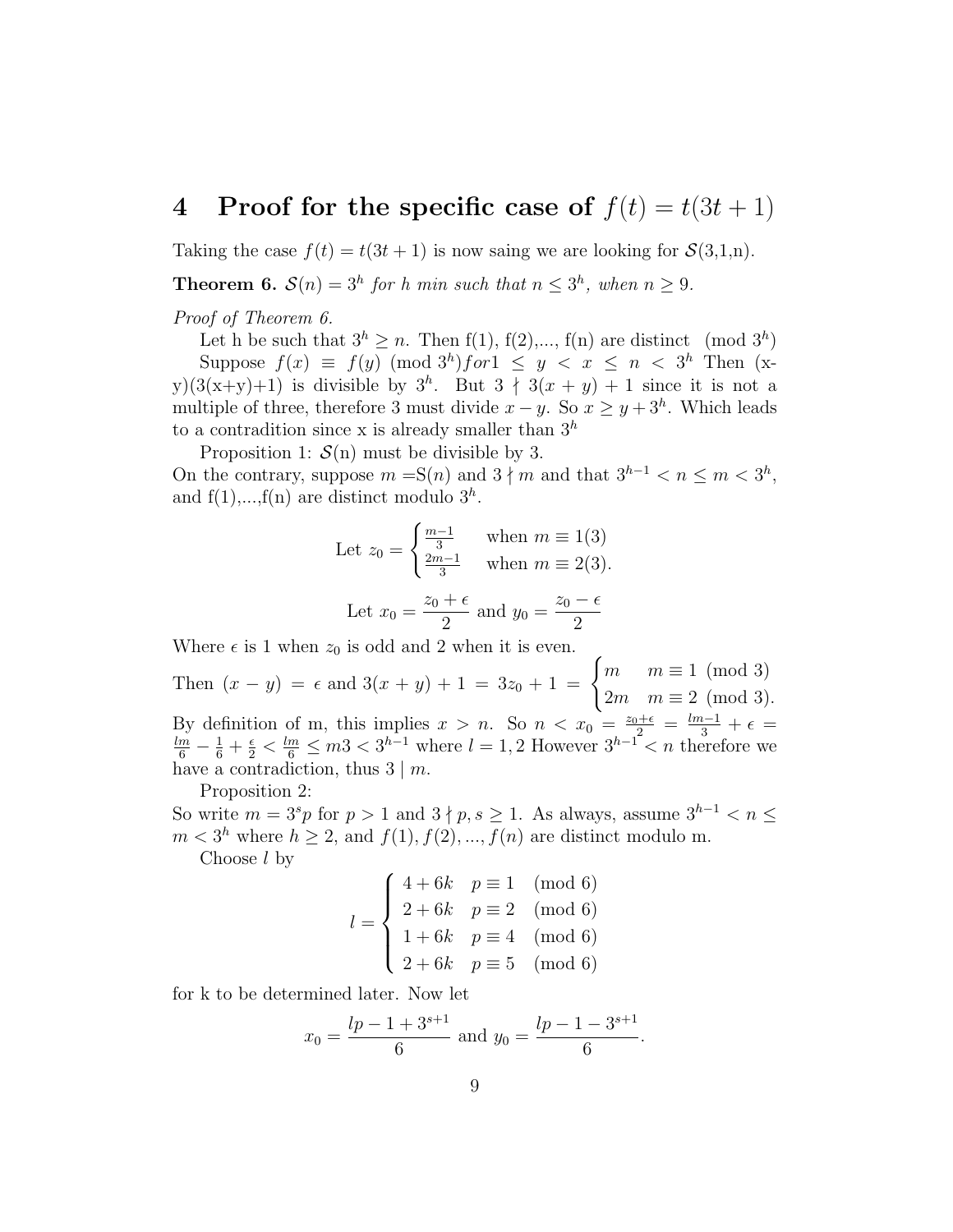# 4 Proof for the specific case of $f(t) = t(3t+1)$

Taking the case $f(t) = t(3t+1)$ is now saing we are looking for $\mathcal{S}$(3,1,n).

**Theorem 6.** *$\mathcal{S}(n) = 3^h$ for h min such that $n \leq 3^h$, when $n \geq 9$.*

*Proof of Theorem 6.*

Let h be such that $3^h \geq n$. Then f(1), f(2),..., f(n) are distinct $\pmod{3^h}$

Suppose $f(x) \equiv f(y) \pmod{3^h} for 1 \leq y < x \leq n < 3^h$ Then (x-y)(3(x+y)+1) is divisible by $3^h$. But $3 \nmid 3(x+y)+1$ since it is not a multiple of three, therefore 3 must divide $x - y$. So $x \geq y + 3^h$. Which leads to a contradition since x is already smaller than $3^h$

Proposition 1: $\mathcal{S}$(n) must be divisible by 3.

On the contrary, suppose $m =$S$(n)$ and $3 \nmid m$ and that $3^{h-1} < n \leq m < 3^h$, and f(1),...,f(n) are distinct modulo $3^h$.

$$\text{Let } z_0 = \begin{cases} \frac{m-1}{3} & \text{when } m \equiv 1(3) \\ \frac{2m-1}{3} & \text{when } m \equiv 2(3). \end{cases}$$

$$\text{Let } x_0 = \frac{z_0 + \epsilon}{2} \text{ and } y_0 = \frac{z_0 - \epsilon}{2}$$

Where $\epsilon$ is 1 when $z_0$ is odd and 2 when it is even.

Then $(x-y) = \epsilon$ and $3(x+y)+1 = 3z_0 + 1 = \begin{cases} m & m \equiv 1 \pmod 3 \\ 2m & m \equiv 2 \pmod 3. \end{cases}$

By definition of m, this implies $x > n$. So $n < x_0 = \frac{z_0+\epsilon}{2} = \frac{lm-1}{3} + \epsilon = \frac{lm}{6} - \frac{1}{6} + \frac{\epsilon}{2} < \frac{lm}{6} \leq m3 < 3^{h-1}$ where $l = 1, 2$ However $3^{h-1} < n$ therefore we have a contradiction, thus $3 \mid m$.

Proposition 2:

So write $m = 3^s p$ for $p > 1$ and $3 \nmid p, s \geq 1$. As always, assume $3^{h-1} < n \leq m < 3^h$ where $h \geq 2$, and $f(1), f(2), ..., f(n)$ are distinct modulo m.

Choose $l$ by

$$l = \begin{cases} 4 + 6k & p \equiv 1 \pmod 6 \\ 2 + 6k & p \equiv 2 \pmod 6 \\ 1 + 6k & p \equiv 4 \pmod 6 \\ 2 + 6k & p \equiv 5 \pmod 6 \end{cases}$$

for k to be determined later. Now let

$$x_0 = \frac{lp - 1 + 3^{s+1}}{6} \text{ and } y_0 = \frac{lp - 1 - 3^{s+1}}{6}.$$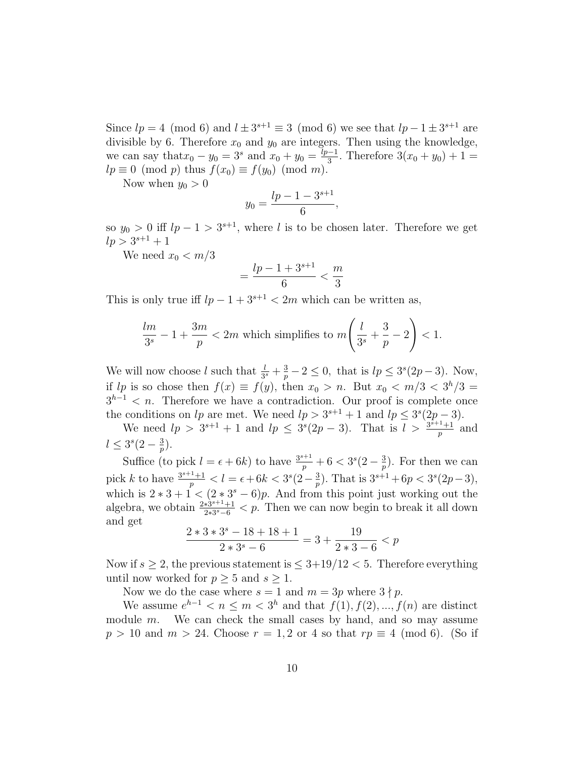Since $lp = 4 \pmod 6$ and $l \pm 3^{s+1} \equiv 3 \pmod 6$ we see that $lp - 1 \pm 3^{s+1}$ are divisible by 6. Therefore $x_0$ and $y_0$ are integers. Then using the knowledge, we can say that$x_0 - y_0 = 3^s$ and $x_0 + y_0 = \frac{lp-1}{3}$. Therefore $3(x_0 + y_0) + 1 = lp \equiv 0 \pmod p$ thus $f(x_0) \equiv f(y_0) \pmod m$.

Now when $y_0 > 0$

$$y_0 = \frac{lp - 1 - 3^{s+1}}{6},$$

so $y_0 > 0$ iff $lp - 1 > 3^{s+1}$, where $l$ is to be chosen later. Therefore we get $lp > 3^{s+1} + 1$

We need $x_0 < m/3$

$$= \frac{lp - 1 + 3^{s+1}}{6} < \frac{m}{3}$$

This is only true iff $lp - 1 + 3^{s+1} < 2m$ which can be written as,

$$\frac{lm}{3^s} - 1 + \frac{3m}{p} < 2m \text{ which simplifies to } m\left(\frac{l}{3^s} + \frac{3}{p} - 2\right) < 1.$$

We will now choose $l$ such that $\frac{l}{3^s} + \frac{3}{p} - 2 \le 0$, that is $lp \le 3^s(2p-3)$. Now, if $lp$ is so chose then $f(x) \equiv f(y)$, then $x_0 > n$. But $x_0 < m/3 < 3^h/3 = 3^{h-1} < n$. Therefore we have a contradiction. Our proof is complete once the conditions on $lp$ are met. We need $lp > 3^{s+1} + 1$ and $lp \le 3^s(2p-3)$.

We need $lp > 3^{s+1} + 1$ and $lp \le 3^s(2p-3)$. That is $l > \frac{3^{s+1}+1}{p}$ and $l \le 3^s(2 - \frac{3}{p})$.

Suffice (to pick $l = \epsilon + 6k$) to have $\frac{3^{s+1}}{p} + 6 < 3^s(2 - \frac{3}{p})$. For then we can pick $k$ to have $\frac{3^{s+1}+1}{p} < l = \epsilon + 6k < 3^s(2 - \frac{3}{p})$. That is $3^{s+1} + 6p < 3^s(2p-3)$, which is $2 * 3 + 1 < (2 * 3^s - 6)p$. And from this point just working out the algebra, we obtain $\frac{2*3^{s+1}+1}{2*3^s-6} < p$. Then we can now begin to break it all down and get

$$\frac{2 * 3 * 3^s - 18 + 18 + 1}{2 * 3^s - 6} = 3 + \frac{19}{2 * 3 - 6} < p$$

Now if $s \ge 2$, the previous statement is $\le 3 + 19/12 < 5$. Therefore everything until now worked for $p \ge 5$ and $s \ge 1$.

Now we do the case where $s = 1$ and $m = 3p$ where $3 \nmid p$.

We assume $e^{h-1} < n \le m < 3^h$ and that $f(1), f(2), ..., f(n)$ are distinct module $m$. We can check the small cases by hand, and so may assume $p > 10$ and $m > 24$. Choose $r = 1, 2$ or $4$ so that $rp \equiv 4 \pmod 6$. (So if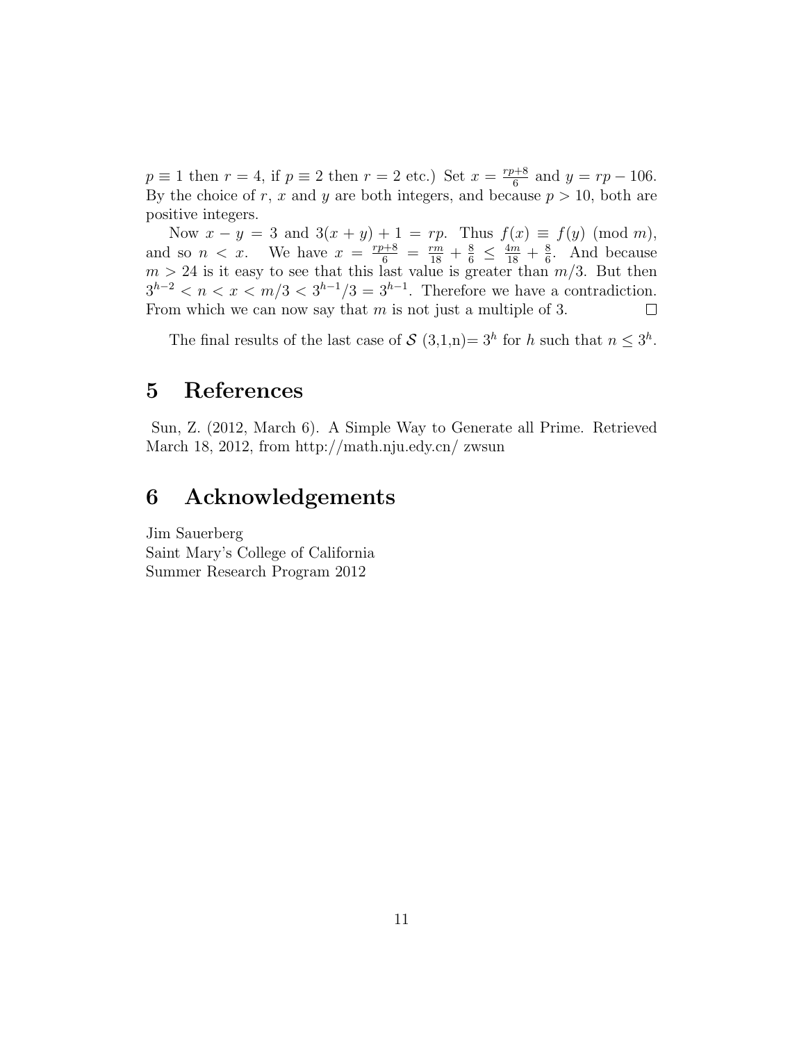$p \equiv 1$ then $r = 4$, if $p \equiv 2$ then $r = 2$ etc.) Set $x = \frac{rp+8}{6}$ and $y = rp - 106$. By the choice of $r$, $x$ and $y$ are both integers, and because $p > 10$, both are positive integers.

Now $x - y = 3$ and $3(x + y) + 1 = rp$. Thus $f(x) \equiv f(y) \pmod{m}$, and so $n < x$. We have $x = \frac{rp+8}{6} = \frac{rm}{18} + \frac{8}{6} \leq \frac{4m}{18} + \frac{8}{6}$. And because $m > 24$ is it easy to see that this last value is greater than $m/3$. But then $3^{h-2} < n < x < m/3 < 3^{h-1}/3 = 3^{h-1}$. Therefore we have a contradiction. From which we can now say that $m$ is not just a multiple of 3. $\square$

The final results of the last case of $\mathcal{S}$ (3,1,n)$= 3^h$ for $h$ such that $n \leq 3^h$.

# 5 References

Sun, Z. (2012, March 6). A Simple Way to Generate all Prime. Retrieved March 18, 2012, from http://math.nju.edy.cn/ zwsun

# 6 Acknowledgements

Jim Sauerberg
Saint Mary's College of California
Summer Research Program 2012